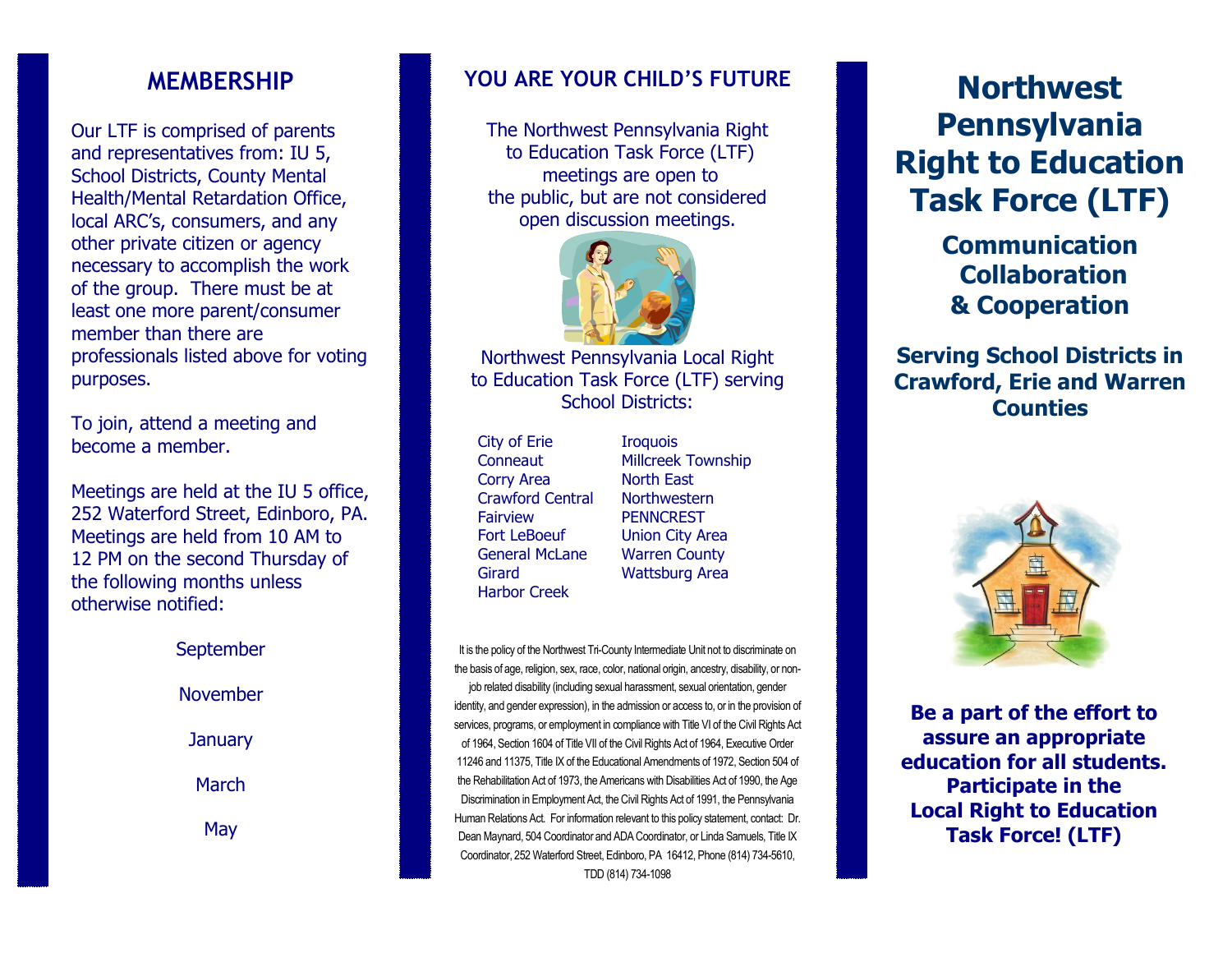## MEMBERSHIP

Our LTF is comprised of parents and representatives from: IU 5, School Districts, County Mental Health/Mental Retardation Office, local ARC's, consumers, and any other private citizen or agency necessary to accomplish the work of the group. There must be at least one more parent/consumer member than there are professionals listed above for voting purposes.

To join, attend a meeting and become a member.

Meetings are held at the IU 5 office, 252 Waterford Street, Edinboro, PA. Meetings are held from 10 AM to 12 PM on the second Thursday of the following months unless otherwise notified:

September

November

January

March

May

## YOU ARE YOUR CHILD'S FUTURE

The Northwest Pennsylvania Right to Education Task Force (LTF) meetings are open to the public, but are not considered open discussion meetings.

Northwest Pennsylvania Local Right to Education Task Force (LTF) serving School Districts:

- City of Erie
- Conneaut
- Corry Area
- Crawford Central
- Fairview
- Fort LeBoeuf
- General McLane
- Girard
- Harbor Creek
- Iroquois
- Millcreek Township
- North East
- Northwestern
- PENNCREST
- Union City Area
- Warren County
- Wattsburg Area

It is the policy of the Northwest Tri-County Intermediate Unit not to discriminate on the basis of age, religion, sex, race, color, national origin, ancestry, disability, or non-job related disability (including sexual harassment, sexual orientation, gender identity, and gender expression), in the admission or access to, or in the provision of services, programs, or employment in compliance with Title VI of the Civil Rights Act of 1964, Section 1604 of Title VII of the Civil Rights Act of 1964, Executive Order 11246 and 11375, Title IX of the Educational Amendments of 1972, Section 504 of the Rehabilitation Act of 1973, the Americans with Disabilities Act of 1990, the Age Discrimination in Employment Act, the Civil Rights Act of 1991, the Pennsylvania Human Relations Act. For information relevant to this policy statement, contact: Dr. Dean Maynard, 504 Coordinator and ADA Coordinator, or Linda Samuels, Title IX Coordinator, 252 Waterford Street, Edinboro, PA 16412, Phone (814) 734-5610, TDD (814) 734-1098

# Northwest Pennsylvania Right to Education Task Force (LTF)

### Communication Collaboration & Cooperation

**Serving School Districts in Crawford, Erie and Warren Counties**

**Be a part of the effort to assure an appropriate education for all students. Participate in the Local Right to Education Task Force! (LTF)**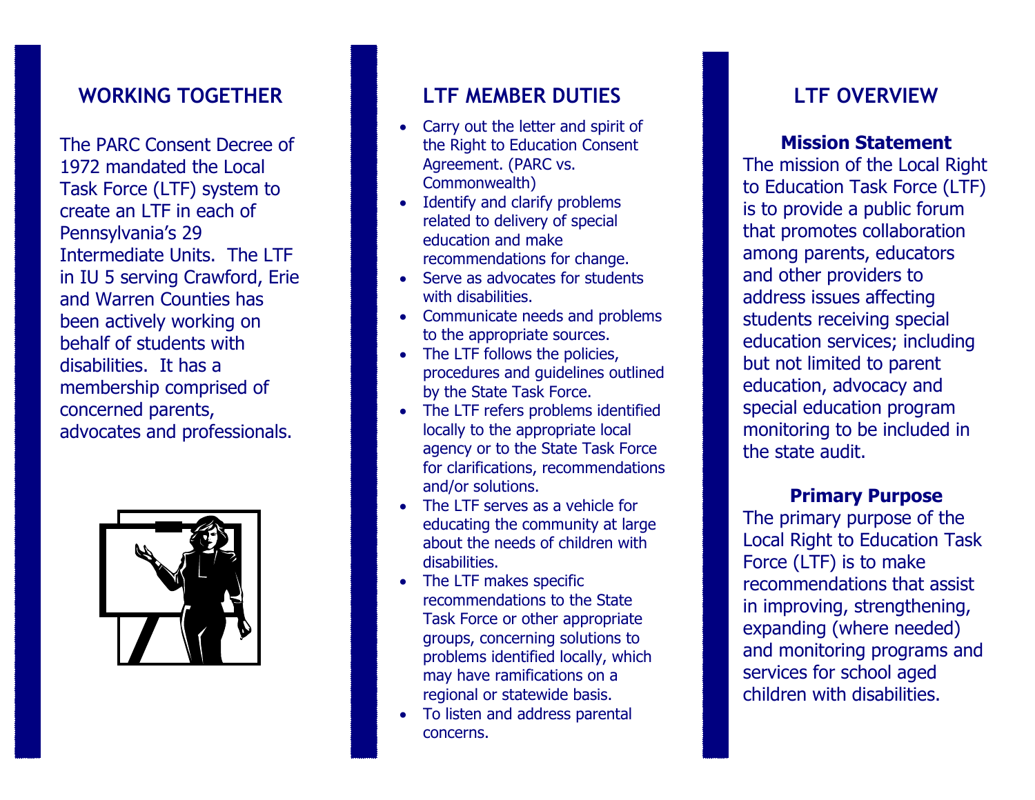## WORKING TOGETHER

The PARC Consent Decree of 1972 mandated the Local Task Force (LTF) system to create an LTF in each of Pennsylvania's 29 Intermediate Units. The LTF in IU 5 serving Crawford, Erie and Warren Counties has been actively working on behalf of students with disabilities. It has a membership comprised of concerned parents, advocates and professionals.

## LTF MEMBER DUTIES

- Carry out the letter and spirit of the Right to Education Consent Agreement. (PARC vs. Commonwealth)
- Identify and clarify problems related to delivery of special education and make recommendations for change.
- Serve as advocates for students with disabilities.
- Communicate needs and problems to the appropriate sources.
- The LTF follows the policies, procedures and guidelines outlined by the State Task Force.
- The LTF refers problems identified locally to the appropriate local agency or to the State Task Force for clarifications, recommendations and/or solutions.
- The LTF serves as a vehicle for educating the community at large about the needs of children with disabilities.
- The LTF makes specific recommendations to the State Task Force or other appropriate groups, concerning solutions to problems identified locally, which may have ramifications on a regional or statewide basis.
- To listen and address parental concerns.

## LTF OVERVIEW

### Mission Statement

The mission of the Local Right to Education Task Force (LTF) is to provide a public forum that promotes collaboration among parents, educators and other providers to address issues affecting students receiving special education services; including but not limited to parent education, advocacy and special education program monitoring to be included in the state audit.

### Primary Purpose

The primary purpose of the Local Right to Education Task Force (LTF) is to make recommendations that assist in improving, strengthening, expanding (where needed) and monitoring programs and services for school aged children with disabilities.